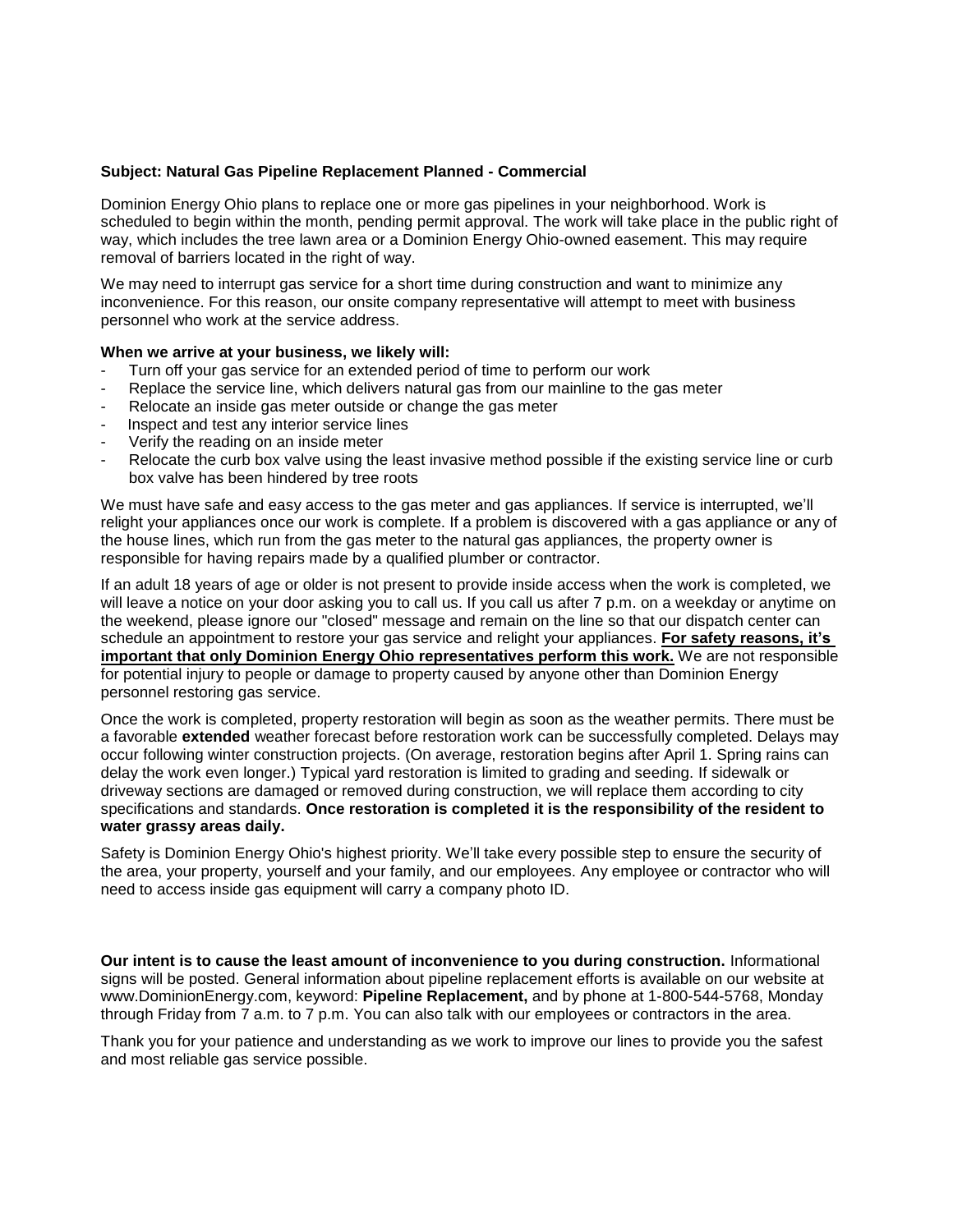**Subject: Natural Gas Pipeline Replacement Planned - Commercial**

Dominion Energy Ohio plans to replace one or more gas pipelines in your neighborhood. Work is scheduled to begin within the month, pending permit approval. The work will take place in the public right of way, which includes the tree lawn area or a Dominion Energy Ohio-owned easement. This may require removal of barriers located in the right of way.

We may need to interrupt gas service for a short time during construction and want to minimize any inconvenience. For this reason, our onsite company representative will attempt to meet with business personnel who work at the service address.

**When we arrive at your business, we likely will:**

- Turn off your gas service for an extended period of time to perform our work
- Replace the service line, which delivers natural gas from our mainline to the gas meter
- Relocate an inside gas meter outside or change the gas meter
- Inspect and test any interior service lines
- Verify the reading on an inside meter
- Relocate the curb box valve using the least invasive method possible if the existing service line or curb box valve has been hindered by tree roots

We must have safe and easy access to the gas meter and gas appliances. If service is interrupted, we'll relight your appliances once our work is complete. If a problem is discovered with a gas appliance or any of the house lines, which run from the gas meter to the natural gas appliances, the property owner is responsible for having repairs made by a qualified plumber or contractor.

If an adult 18 years of age or older is not present to provide inside access when the work is completed, we will leave a notice on your door asking you to call us. If you call us after 7 p.m. on a weekday or anytime on the weekend, please ignore our "closed" message and remain on the line so that our dispatch center can schedule an appointment to restore your gas service and relight your appliances. **For safety reasons, it's important that only Dominion Energy Ohio representatives perform this work.** We are not responsible for potential injury to people or damage to property caused by anyone other than Dominion Energy personnel restoring gas service.

Once the work is completed, property restoration will begin as soon as the weather permits. There must be a favorable **extended** weather forecast before restoration work can be successfully completed. Delays may occur following winter construction projects. (On average, restoration begins after April 1. Spring rains can delay the work even longer.) Typical yard restoration is limited to grading and seeding. If sidewalk or driveway sections are damaged or removed during construction, we will replace them according to city specifications and standards. **Once restoration is completed it is the responsibility of the resident to water grassy areas daily.**

Safety is Dominion Energy Ohio's highest priority. We'll take every possible step to ensure the security of the area, your property, yourself and your family, and our employees. Any employee or contractor who will need to access inside gas equipment will carry a company photo ID.

**Our intent is to cause the least amount of inconvenience to you during construction.** Informational signs will be posted. General information about pipeline replacement efforts is available on our website at www.DominionEnergy.com, keyword: **Pipeline Replacement,** and by phone at 1-800-544-5768, Monday through Friday from 7 a.m. to 7 p.m. You can also talk with our employees or contractors in the area.

Thank you for your patience and understanding as we work to improve our lines to provide you the safest and most reliable gas service possible.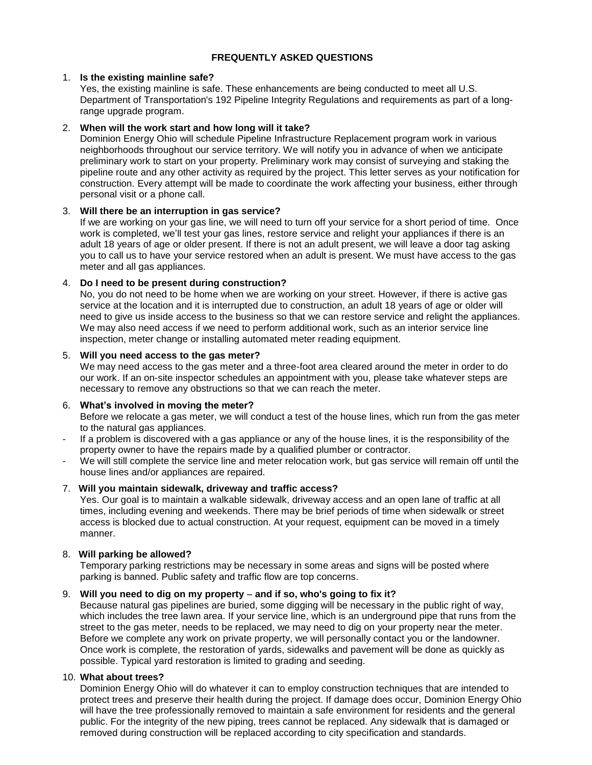**FREQUENTLY ASKED QUESTIONS**

1. **Is the existing mainline safe?**
   Yes, the existing mainline is safe. These enhancements are being conducted to meet all U.S. Department of Transportation's 192 Pipeline Integrity Regulations and requirements as part of a long-range upgrade program.

2. **When will the work start and how long will it take?**
   Dominion Energy Ohio will schedule Pipeline Infrastructure Replacement program work in various neighborhoods throughout our service territory. We will notify you in advance of when we anticipate preliminary work to start on your property. Preliminary work may consist of surveying and staking the pipeline route and any other activity as required by the project. This letter serves as your notification for construction. Every attempt will be made to coordinate the work affecting your business, either through personal visit or a phone call.

3. **Will there be an interruption in gas service?**
   If we are working on your gas line, we will need to turn off your service for a short period of time. Once work is completed, we'll test your gas lines, restore service and relight your appliances if there is an adult 18 years of age or older present. If there is not an adult present, we will leave a door tag asking you to call us to have your service restored when an adult is present. We must have access to the gas meter and all gas appliances.

4. **Do I need to be present during construction?**
   No, you do not need to be home when we are working on your street. However, if there is active gas service at the location and it is interrupted due to construction, an adult 18 years of age or older will need to give us inside access to the business so that we can restore service and relight the appliances. We may also need access if we need to perform additional work, such as an interior service line inspection, meter change or installing automated meter reading equipment.

5. **Will you need access to the gas meter?**
   We may need access to the gas meter and a three-foot area cleared around the meter in order to do our work. If an on-site inspector schedules an appointment with you, please take whatever steps are necessary to remove any obstructions so that we can reach the meter.

6. **What's involved in moving the meter?**
   Before we relocate a gas meter, we will conduct a test of the house lines, which run from the gas meter to the natural gas appliances.
   - If a problem is discovered with a gas appliance or any of the house lines, it is the responsibility of the property owner to have the repairs made by a qualified plumber or contractor.
   - We will still complete the service line and meter relocation work, but gas service will remain off until the house lines and/or appliances are repaired.

7. **Will you maintain sidewalk, driveway and traffic access?**
   Yes. Our goal is to maintain a walkable sidewalk, driveway access and an open lane of traffic at all times, including evening and weekends. There may be brief periods of time when sidewalk or street access is blocked due to actual construction. At your request, equipment can be moved in a timely manner.

8. **Will parking be allowed?**
   Temporary parking restrictions may be necessary in some areas and signs will be posted where parking is banned. Public safety and traffic flow are top concerns.

9. **Will you need to dig on my property – and if so, who's going to fix it?**
   Because natural gas pipelines are buried, some digging will be necessary in the public right of way, which includes the tree lawn area. If your service line, which is an underground pipe that runs from the street to the gas meter, needs to be replaced, we may need to dig on your property near the meter. Before we complete any work on private property, we will personally contact you or the landowner. Once work is complete, the restoration of yards, sidewalks and pavement will be done as quickly as possible. Typical yard restoration is limited to grading and seeding.

10. **What about trees?**
    Dominion Energy Ohio will do whatever it can to employ construction techniques that are intended to protect trees and preserve their health during the project. If damage does occur, Dominion Energy Ohio will have the tree professionally removed to maintain a safe environment for residents and the general public. For the integrity of the new piping, trees cannot be replaced. Any sidewalk that is damaged or removed during construction will be replaced according to city specification and standards.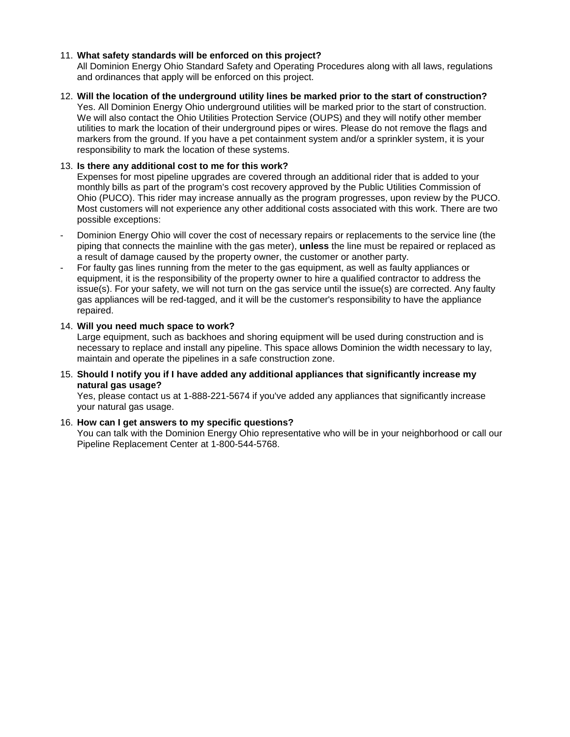11. **What safety standards will be enforced on this project?**
    All Dominion Energy Ohio Standard Safety and Operating Procedures along with all laws, regulations and ordinances that apply will be enforced on this project.

12. **Will the location of the underground utility lines be marked prior to the start of construction?**
    Yes. All Dominion Energy Ohio underground utilities will be marked prior to the start of construction. We will also contact the Ohio Utilities Protection Service (OUPS) and they will notify other member utilities to mark the location of their underground pipes or wires. Please do not remove the flags and markers from the ground. If you have a pet containment system and/or a sprinkler system, it is your responsibility to mark the location of these systems.

13. **Is there any additional cost to me for this work?**
    Expenses for most pipeline upgrades are covered through an additional rider that is added to your monthly bills as part of the program's cost recovery approved by the Public Utilities Commission of Ohio (PUCO). This rider may increase annually as the program progresses, upon review by the PUCO. Most customers will not experience any other additional costs associated with this work. There are two possible exceptions:

- Dominion Energy Ohio will cover the cost of necessary repairs or replacements to the service line (the piping that connects the mainline with the gas meter), **unless** the line must be repaired or replaced as a result of damage caused by the property owner, the customer or another party.
- For faulty gas lines running from the meter to the gas equipment, as well as faulty appliances or equipment, it is the responsibility of the property owner to hire a qualified contractor to address the issue(s). For your safety, we will not turn on the gas service until the issue(s) are corrected. Any faulty gas appliances will be red-tagged, and it will be the customer's responsibility to have the appliance repaired.

14. **Will you need much space to work?**
    Large equipment, such as backhoes and shoring equipment will be used during construction and is necessary to replace and install any pipeline. This space allows Dominion the width necessary to lay, maintain and operate the pipelines in a safe construction zone.

15. **Should I notify you if I have added any additional appliances that significantly increase my natural gas usage?**
    Yes, please contact us at 1-888-221-5674 if you've added any appliances that significantly increase your natural gas usage.

16. **How can I get answers to my specific questions?**
    You can talk with the Dominion Energy Ohio representative who will be in your neighborhood or call our Pipeline Replacement Center at 1-800-544-5768.